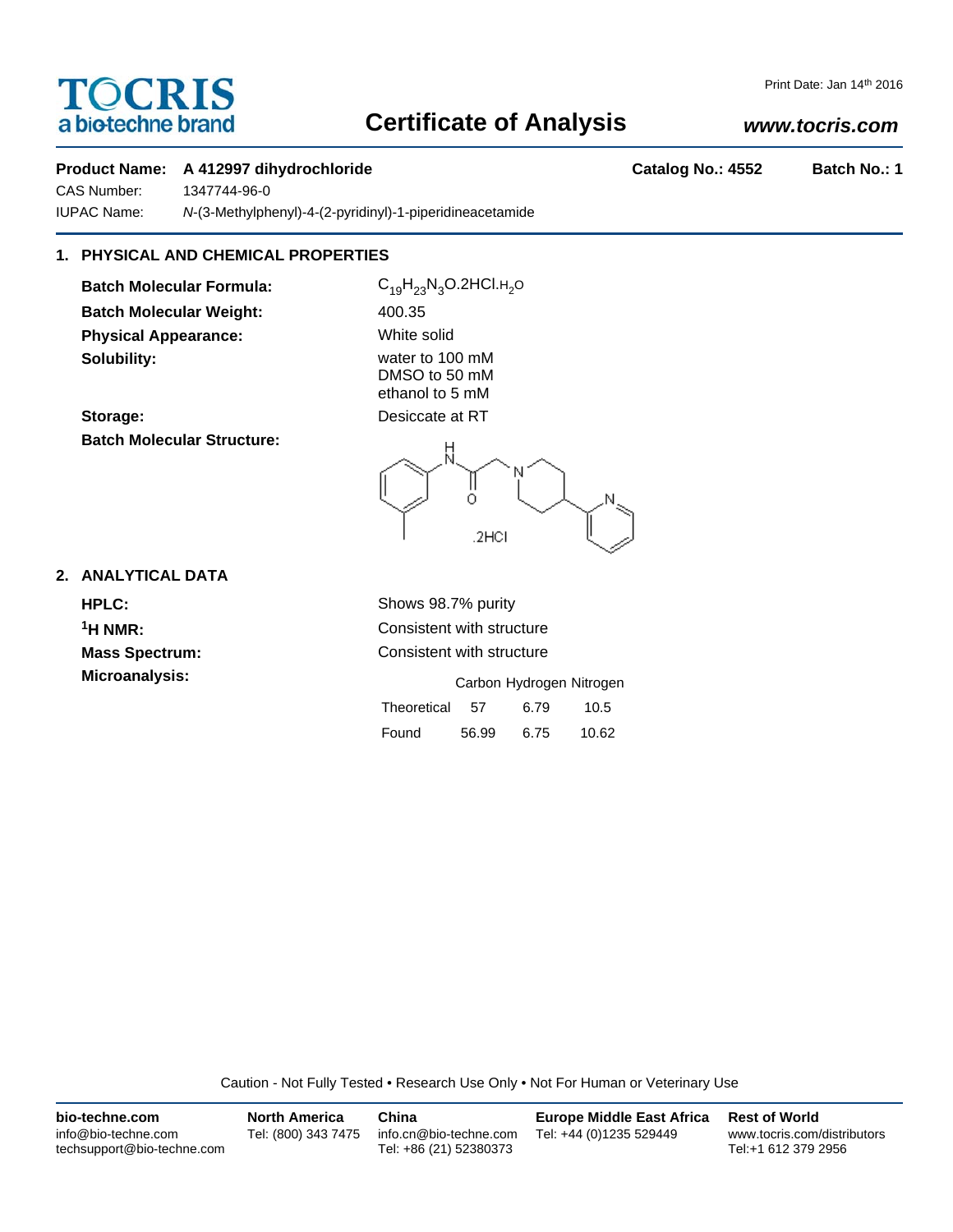# TOCRIS
a biotechne brand

Print Date: Jan 14th 2016

## Certificate of Analysis

**www.tocris.com**

**Product Name:** **A 412997 dihydrochloride** **Catalog No.: 4552** **Batch No.: 1**

CAS Number: 1347744-96-0

IUPAC Name: *N*-(3-Methylphenyl)-4-(2-pyridinyl)-1-piperidineacetamide

### 1. PHYSICAL AND CHEMICAL PROPERTIES

**Batch Molecular Formula:** $C_{19}H_{23}N_3O.2HCl.H_2O$

**Batch Molecular Weight:** 400.35

**Physical Appearance:** White solid

**Solubility:** water to 100 mM
DMSO to 50 mM
ethanol to 5 mM

**Storage:** Desiccate at RT

**Batch Molecular Structure:**

.2HCl

### 2. ANALYTICAL DATA

**HPLC:** Shows 98.7% purity

**$^1$H NMR:** Consistent with structure

**Mass Spectrum:** Consistent with structure

**Microanalysis:**

| | Carbon | Hydrogen | Nitrogen |
|---|---|---|---|
| Theoretical | 57 | 6.79 | 10.5 |
| Found | 56.99 | 6.75 | 10.62 |

Caution - Not Fully Tested • Research Use Only • Not For Human or Veterinary Use

**bio-techne.com**
info@bio-techne.com
techsupport@bio-techne.com

**North America**
Tel: (800) 343 7475

**China**
info.cn@bio-techne.com
Tel: +86 (21) 52380373

**Europe Middle East Africa**
Tel: +44 (0)1235 529449

**Rest of World**
www.tocris.com/distributors
Tel:+1 612 379 2956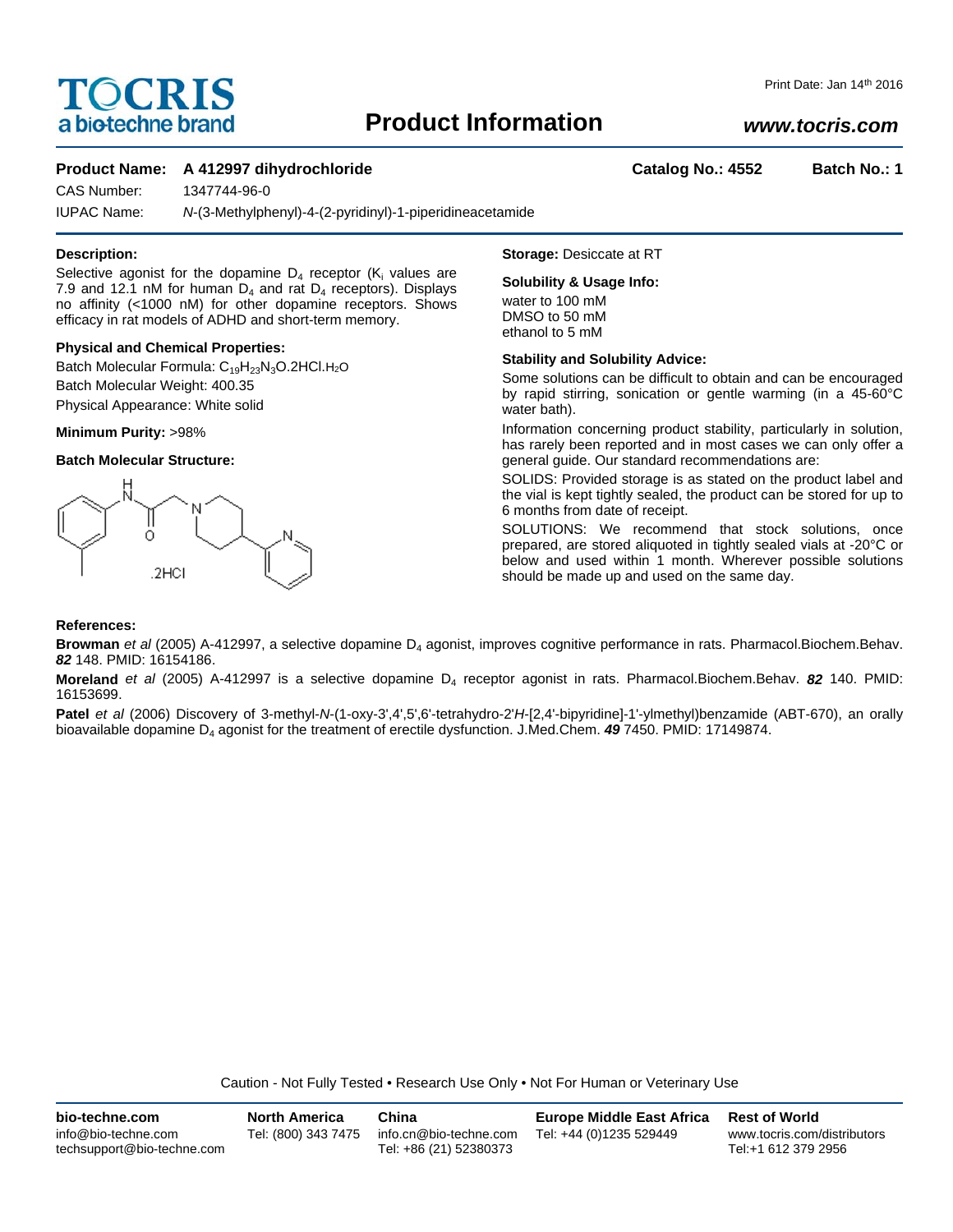# Product Information

Print Date: Jan 14th 2016

**www.tocris.com**

**Product Name:** A 412997 dihydrochloride **Catalog No.: 4552** **Batch No.: 1**

CAS Number: 1347744-96-0

IUPAC Name: *N*-(3-Methylphenyl)-4-(2-pyridinyl)-1-piperidineacetamide

### Description:

Selective agonist for the dopamine $D_4$ receptor ($K_i$ values are 7.9 and 12.1 nM for human $D_4$ and rat $D_4$ receptors). Displays no affinity (<1000 nM) for other dopamine receptors. Shows efficacy in rat models of ADHD and short-term memory.

### Physical and Chemical Properties:

Batch Molecular Formula: $C_{19}H_{23}N_3O.2HCl.H_2O$

Batch Molecular Weight: 400.35

Physical Appearance: White solid

**Minimum Purity:** >98%

### Batch Molecular Structure:

.2HCl

**Storage:** Desiccate at RT

### Solubility & Usage Info:

water to 100 mM
DMSO to 50 mM
ethanol to 5 mM

### Stability and Solubility Advice:

Some solutions can be difficult to obtain and can be encouraged by rapid stirring, sonication or gentle warming (in a 45-60°C water bath).

Information concerning product stability, particularly in solution, has rarely been reported and in most cases we can only offer a general guide. Our standard recommendations are:

SOLIDS: Provided storage is as stated on the product label and the vial is kept tightly sealed, the product can be stored for up to 6 months from date of receipt.

SOLUTIONS: We recommend that stock solutions, once prepared, are stored aliquoted in tightly sealed vials at -20°C or below and used within 1 month. Wherever possible solutions should be made up and used on the same day.

### References:

**Browman** *et al* (2005) A-412997, a selective dopamine $D_4$ agonist, improves cognitive performance in rats. Pharmacol.Biochem.Behav. ***82*** 148. PMID: 16154186.

**Moreland** *et al* (2005) A-412997 is a selective dopamine $D_4$ receptor agonist in rats. Pharmacol.Biochem.Behav. ***82*** 140. PMID: 16153699.

**Patel** *et al* (2006) Discovery of 3-methyl-*N*-(1-oxy-3',4',5',6'-tetrahydro-2'*H*-[2,4'-bipyridine]-1'-ylmethyl)benzamide (ABT-670), an orally bioavailable dopamine $D_4$ agonist for the treatment of erectile dysfunction. J.Med.Chem. ***49*** 7450. PMID: 17149874.

Caution - Not Fully Tested • Research Use Only • Not For Human or Veterinary Use

**bio-techne.com**
info@bio-techne.com
techsupport@bio-techne.com

**North America**
Tel: (800) 343 7475

**China**
info.cn@bio-techne.com
Tel: +86 (21) 52380373

**Europe Middle East Africa**
Tel: +44 (0)1235 529449

**Rest of World**
www.tocris.com/distributors
Tel:+1 612 379 2956